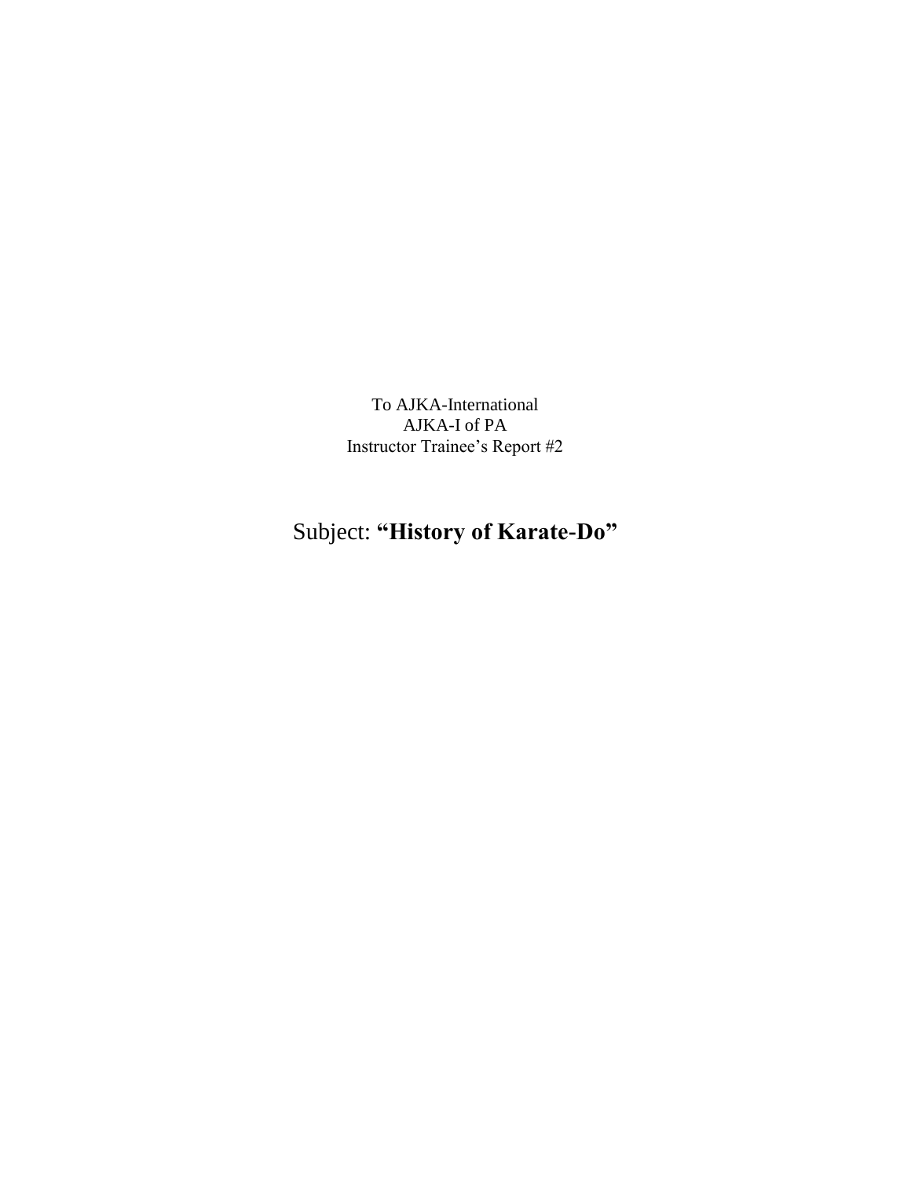To AJKA-International
AJKA-I of PA
Instructor Trainee's Report #2

# Subject: **"History of Karate-Do"**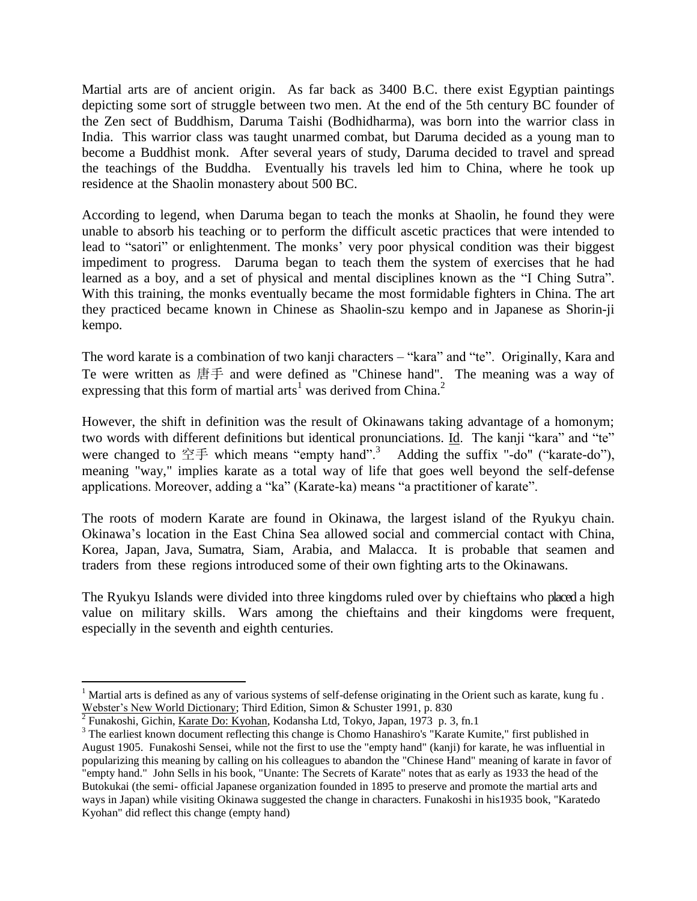Martial arts are of ancient origin. As far back as 3400 B.C. there exist Egyptian paintings depicting some sort of struggle between two men. At the end of the 5th century BC founder of the Zen sect of Buddhism, Daruma Taishi (Bodhidharma), was born into the warrior class in India. This warrior class was taught unarmed combat, but Daruma decided as a young man to become a Buddhist monk. After several years of study, Daruma decided to travel and spread the teachings of the Buddha. Eventually his travels led him to China, where he took up residence at the Shaolin monastery about 500 BC.

According to legend, when Daruma began to teach the monks at Shaolin, he found they were unable to absorb his teaching or to perform the difficult ascetic practices that were intended to lead to "satori" or enlightenment. The monks' very poor physical condition was their biggest impediment to progress. Daruma began to teach them the system of exercises that he had learned as a boy, and a set of physical and mental disciplines known as the "I Ching Sutra". With this training, the monks eventually became the most formidable fighters in China. The art they practiced became known in Chinese as Shaolin-szu kempo and in Japanese as Shorin-ji kempo.

The word karate is a combination of two kanji characters – "kara" and "te". Originally, Kara and Te were written as 唐手 and were defined as "Chinese hand". The meaning was a way of expressing that this form of martial arts[1] was derived from China.[2]

However, the shift in definition was the result of Okinawans taking advantage of a homonym; two words with different definitions but identical pronunciations. Id. The kanji "kara" and "te" were changed to 空手 which means "empty hand".[3] Adding the suffix "-do" ("karate-do"), meaning "way," implies karate as a total way of life that goes well beyond the self-defense applications. Moreover, adding a "ka" (Karate-ka) means "a practitioner of karate".

The roots of modern Karate are found in Okinawa, the largest island of the Ryukyu chain. Okinawa's location in the East China Sea allowed social and commercial contact with China, Korea, Japan, Java, Sumatra, Siam, Arabia, and Malacca. It is probable that seamen and traders from these regions introduced some of their own fighting arts to the Okinawans.

The Ryukyu Islands were divided into three kingdoms ruled over by chieftains who placed a high value on military skills. Wars among the chieftains and their kingdoms were frequent, especially in the seventh and eighth centuries.

---

[1] Martial arts is defined as any of various systems of self-defense originating in the Orient such as karate, kung fu . Webster's New World Dictionary; Third Edition, Simon & Schuster 1991, p. 830

[2] Funakoshi, Gichin, Karate Do: Kyohan, Kodansha Ltd, Tokyo, Japan, 1973 p. 3, fn.1

[3] The earliest known document reflecting this change is Chomo Hanashiro's "Karate Kumite," first published in August 1905. Funakoshi Sensei, while not the first to use the "empty hand" (kanji) for karate, he was influential in popularizing this meaning by calling on his colleagues to abandon the "Chinese Hand" meaning of karate in favor of "empty hand." John Sells in his book, "Unante: The Secrets of Karate" notes that as early as 1933 the head of the Butokukai (the semi- official Japanese organization founded in 1895 to preserve and promote the martial arts and ways in Japan) while visiting Okinawa suggested the change in characters. Funakoshi in his1935 book, "Karatedo Kyohan" did reflect this change (empty hand)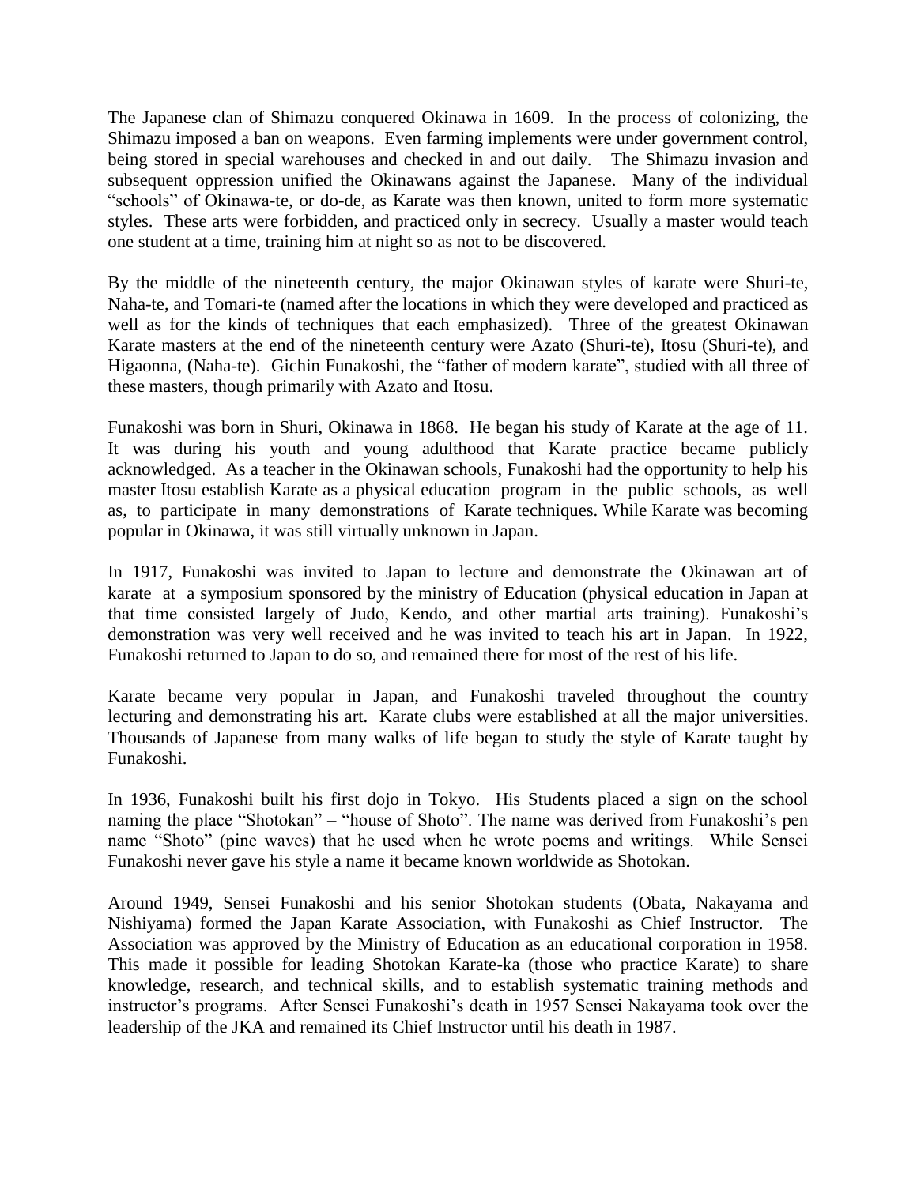The Japanese clan of Shimazu conquered Okinawa in 1609. In the process of colonizing, the Shimazu imposed a ban on weapons. Even farming implements were under government control, being stored in special warehouses and checked in and out daily. The Shimazu invasion and subsequent oppression unified the Okinawans against the Japanese. Many of the individual "schools" of Okinawa-te, or do-de, as Karate was then known, united to form more systematic styles. These arts were forbidden, and practiced only in secrecy. Usually a master would teach one student at a time, training him at night so as not to be discovered.

By the middle of the nineteenth century, the major Okinawan styles of karate were Shuri-te, Naha-te, and Tomari-te (named after the locations in which they were developed and practiced as well as for the kinds of techniques that each emphasized). Three of the greatest Okinawan Karate masters at the end of the nineteenth century were Azato (Shuri-te), Itosu (Shuri-te), and Higaonna, (Naha-te). Gichin Funakoshi, the "father of modern karate", studied with all three of these masters, though primarily with Azato and Itosu.

Funakoshi was born in Shuri, Okinawa in 1868. He began his study of Karate at the age of 11. It was during his youth and young adulthood that Karate practice became publicly acknowledged. As a teacher in the Okinawan schools, Funakoshi had the opportunity to help his master Itosu establish Karate as a physical education program in the public schools, as well as, to participate in many demonstrations of Karate techniques. While Karate was becoming popular in Okinawa, it was still virtually unknown in Japan.

In 1917, Funakoshi was invited to Japan to lecture and demonstrate the Okinawan art of karate at a symposium sponsored by the ministry of Education (physical education in Japan at that time consisted largely of Judo, Kendo, and other martial arts training). Funakoshi's demonstration was very well received and he was invited to teach his art in Japan. In 1922, Funakoshi returned to Japan to do so, and remained there for most of the rest of his life.

Karate became very popular in Japan, and Funakoshi traveled throughout the country lecturing and demonstrating his art. Karate clubs were established at all the major universities. Thousands of Japanese from many walks of life began to study the style of Karate taught by Funakoshi.

In 1936, Funakoshi built his first dojo in Tokyo. His Students placed a sign on the school naming the place "Shotokan" – "house of Shoto". The name was derived from Funakoshi's pen name "Shoto" (pine waves) that he used when he wrote poems and writings. While Sensei Funakoshi never gave his style a name it became known worldwide as Shotokan.

Around 1949, Sensei Funakoshi and his senior Shotokan students (Obata, Nakayama and Nishiyama) formed the Japan Karate Association, with Funakoshi as Chief Instructor. The Association was approved by the Ministry of Education as an educational corporation in 1958. This made it possible for leading Shotokan Karate-ka (those who practice Karate) to share knowledge, research, and technical skills, and to establish systematic training methods and instructor's programs. After Sensei Funakoshi's death in 1957 Sensei Nakayama took over the leadership of the JKA and remained its Chief Instructor until his death in 1987.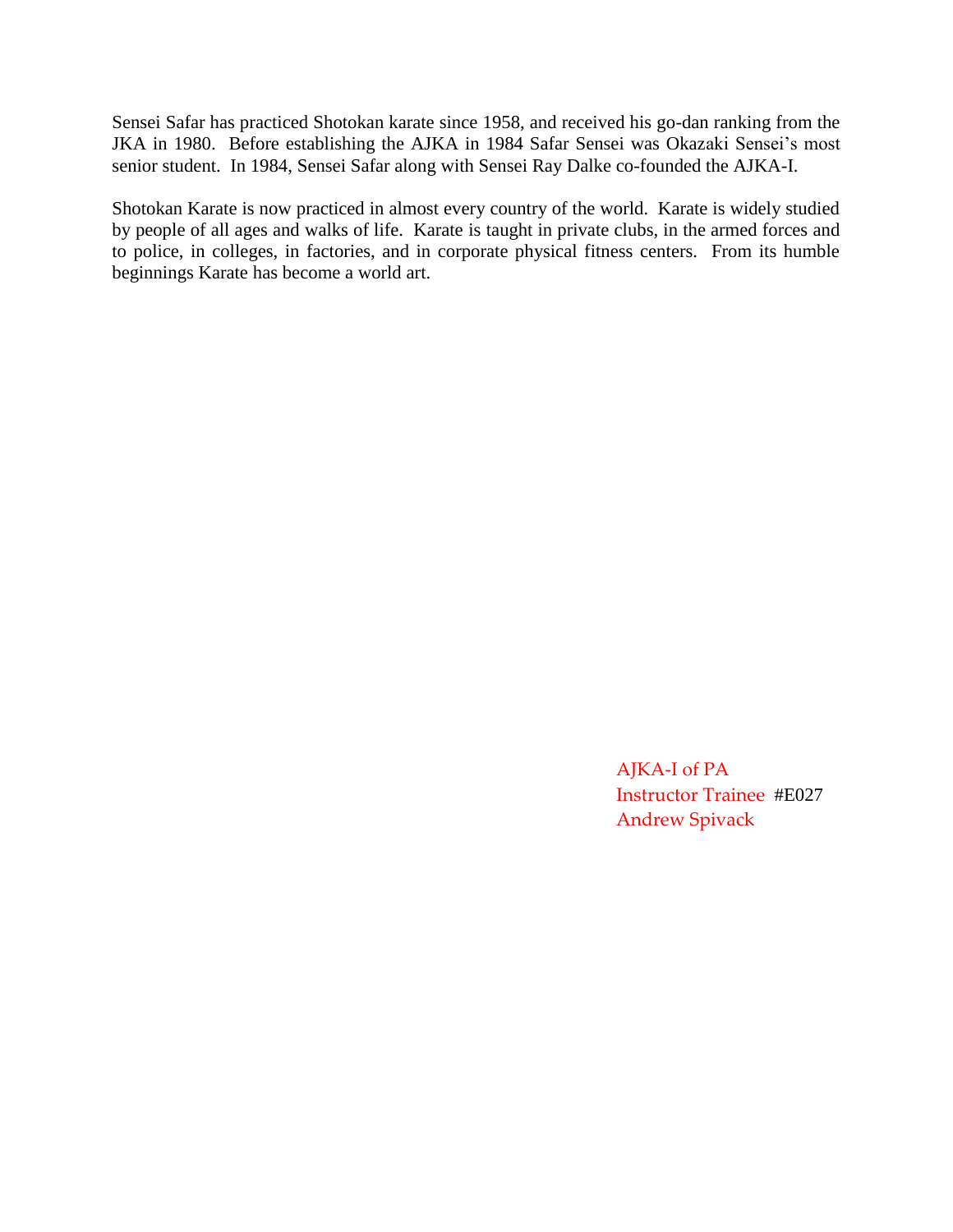Sensei Safar has practiced Shotokan karate since 1958, and received his go-dan ranking from the JKA in 1980. Before establishing the AJKA in 1984 Safar Sensei was Okazaki Sensei's most senior student. In 1984, Sensei Safar along with Sensei Ray Dalke co-founded the AJKA-I.

Shotokan Karate is now practiced in almost every country of the world. Karate is widely studied by people of all ages and walks of life. Karate is taught in private clubs, in the armed forces and to police, in colleges, in factories, and in corporate physical fitness centers. From its humble beginnings Karate has become a world art.

AJKA-I of PA  
Instructor Trainee #E027  
Andrew Spivack